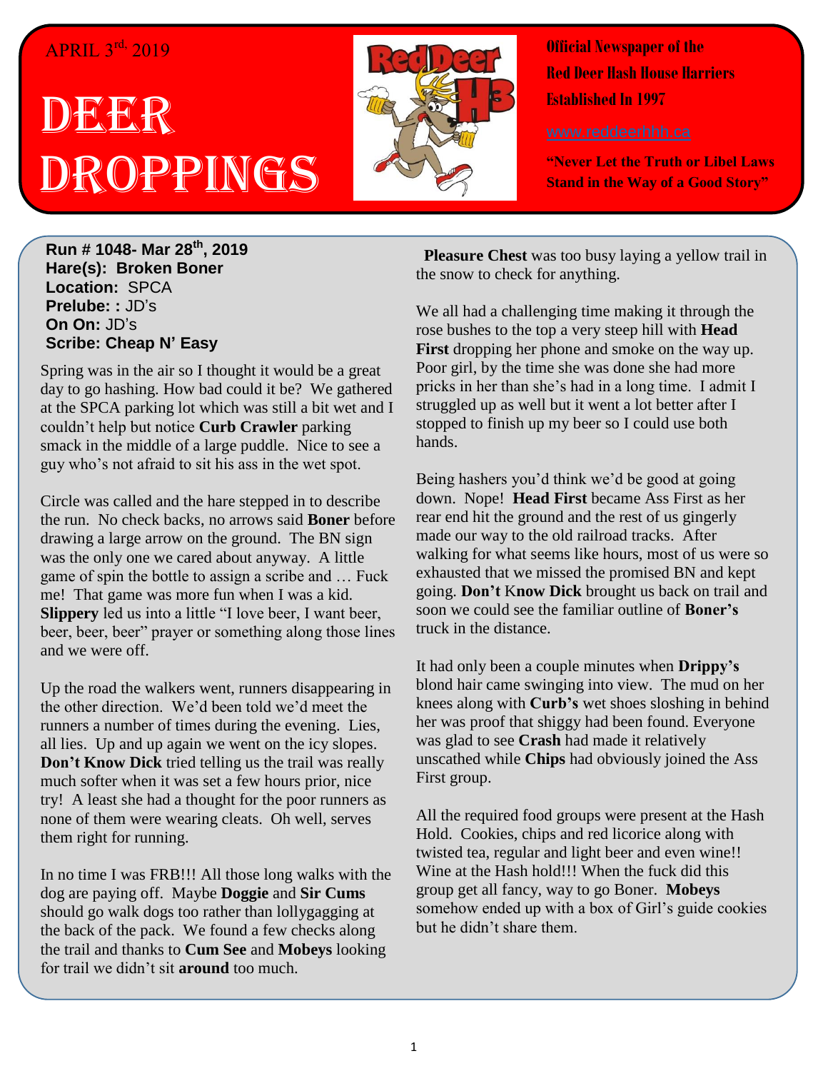APRIL 3rd, 2019

# DEER DROPPINGS

**Official Newspaper of the Red Deer Hash House Harriers Established In 1997**

www.reddeerhhh.ca

**"Never Let the Truth or Libel Laws Stand in the Way of a Good Story"**

**Run # 1048- Mar 28th, 2019**
**Hare(s): Broken Boner**
**Location:** SPCA
**Prelube: :** JD's
**On On:** JD's
**Scribe: Cheap N' Easy**

Spring was in the air so I thought it would be a great day to go hashing. How bad could it be? We gathered at the SPCA parking lot which was still a bit wet and I couldn't help but notice **Curb Crawler** parking smack in the middle of a large puddle. Nice to see a guy who's not afraid to sit his ass in the wet spot.

Circle was called and the hare stepped in to describe the run. No check backs, no arrows said **Boner** before drawing a large arrow on the ground. The BN sign was the only one we cared about anyway. A little game of spin the bottle to assign a scribe and … Fuck me! That game was more fun when I was a kid. **Slippery** led us into a little "I love beer, I want beer, beer, beer, beer" prayer or something along those lines and we were off.

Up the road the walkers went, runners disappearing in the other direction. We'd been told we'd meet the runners a number of times during the evening. Lies, all lies. Up and up again we went on the icy slopes. **Don't Know Dick** tried telling us the trail was really much softer when it was set a few hours prior, nice try! A least she had a thought for the poor runners as none of them were wearing cleats. Oh well, serves them right for running.

In no time I was FRB!!! All those long walks with the dog are paying off. Maybe **Doggie** and **Sir Cums** should go walk dogs too rather than lollygagging at the back of the pack. We found a few checks along the trail and thanks to **Cum See** and **Mobeys** looking for trail we didn't sit **around** too much.

**Pleasure Chest** was too busy laying a yellow trail in the snow to check for anything.

We all had a challenging time making it through the rose bushes to the top a very steep hill with **Head First** dropping her phone and smoke on the way up. Poor girl, by the time she was done she had more pricks in her than she's had in a long time. I admit I struggled up as well but it went a lot better after I stopped to finish up my beer so I could use both hands.

Being hashers you'd think we'd be good at going down. Nope! **Head First** became Ass First as her rear end hit the ground and the rest of us gingerly made our way to the old railroad tracks. After walking for what seems like hours, most of us were so exhausted that we missed the promised BN and kept going. **Don't Know Dick** brought us back on trail and soon we could see the familiar outline of **Boner's** truck in the distance.

It had only been a couple minutes when **Drippy's** blond hair came swinging into view. The mud on her knees along with **Curb's** wet shoes sloshing in behind her was proof that shiggy had been found. Everyone was glad to see **Crash** had made it relatively unscathed while **Chips** had obviously joined the Ass First group.

All the required food groups were present at the Hash Hold. Cookies, chips and red licorice along with twisted tea, regular and light beer and even wine!! Wine at the Hash hold!!! When the fuck did this group get all fancy, way to go Boner. **Mobeys** somehow ended up with a box of Girl's guide cookies but he didn't share them.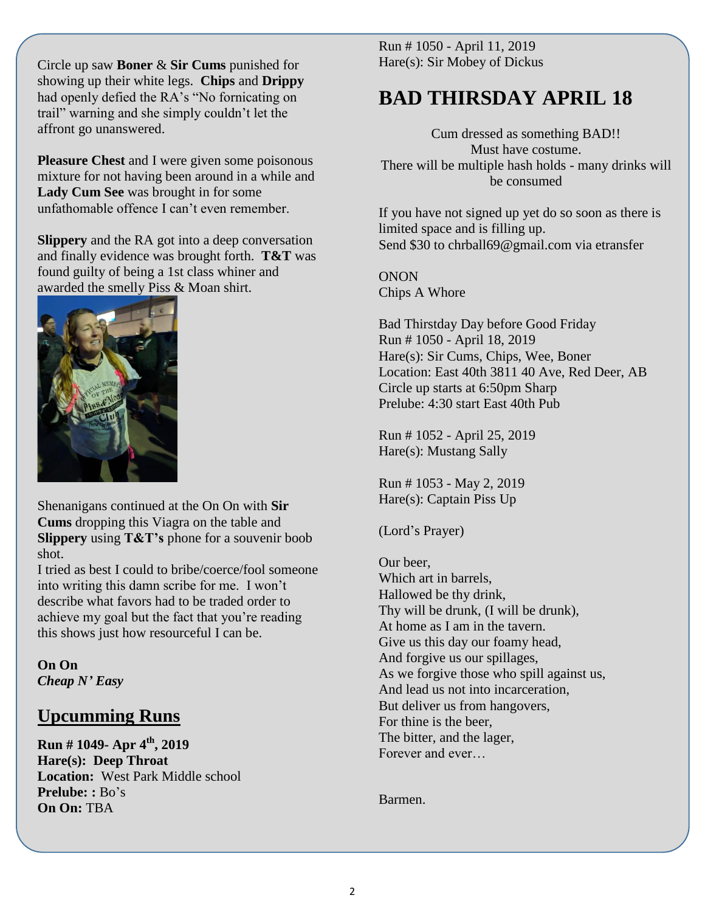Circle up saw **Boner** & **Sir Cums** punished for showing up their white legs. **Chips** and **Drippy** had openly defied the RA's "No fornicating on trail" warning and she simply couldn't let the affront go unanswered.

**Pleasure Chest** and I were given some poisonous mixture for not having been around in a while and **Lady Cum See** was brought in for some unfathomable offence I can't even remember.

**Slippery** and the RA got into a deep conversation and finally evidence was brought forth. **T&T** was found guilty of being a 1st class whiner and awarded the smelly Piss & Moan shirt.

Shenanigans continued at the On On with **Sir Cums** dropping this Viagra on the table and **Slippery** using **T&T's** phone for a souvenir boob shot.

I tried as best I could to bribe/coerce/fool someone into writing this damn scribe for me. I won't describe what favors had to be traded order to achieve my goal but the fact that you're reading this shows just how resourceful I can be.

**On On**
***Cheap N' Easy***

## Upcumming Runs

**Run # 1049- Apr 4th, 2019**
**Hare(s): Deep Throat**
**Location:** West Park Middle school
**Prelube: :** Bo's
**On On:** TBA

Run # 1050 - April 11, 2019
Hare(s): Sir Mobey of Dickus

# BAD THIRSDAY APRIL 18

Cum dressed as something BAD!!
Must have costume.
There will be multiple hash holds - many drinks will be consumed

If you have not signed up yet do so soon as there is limited space and is filling up.
Send $30 to chrball69@gmail.com via etransfer

ONON
Chips A Whore

Bad Thirstday Day before Good Friday
Run # 1050 - April 18, 2019
Hare(s): Sir Cums, Chips, Wee, Boner
Location: East 40th 3811 40 Ave, Red Deer, AB
Circle up starts at 6:50pm Sharp
Prelube: 4:30 start East 40th Pub

Run # 1052 - April 25, 2019
Hare(s): Mustang Sally

Run # 1053 - May 2, 2019
Hare(s): Captain Piss Up

(Lord's Prayer)

Our beer,
Which art in barrels,
Hallowed be thy drink,
Thy will be drunk, (I will be drunk),
At home as I am in the tavern.
Give us this day our foamy head,
And forgive us our spillages,
As we forgive those who spill against us,
And lead us not into incarceration,
But deliver us from hangovers,
For thine is the beer,
The bitter, and the lager,
Forever and ever…

Barmen.